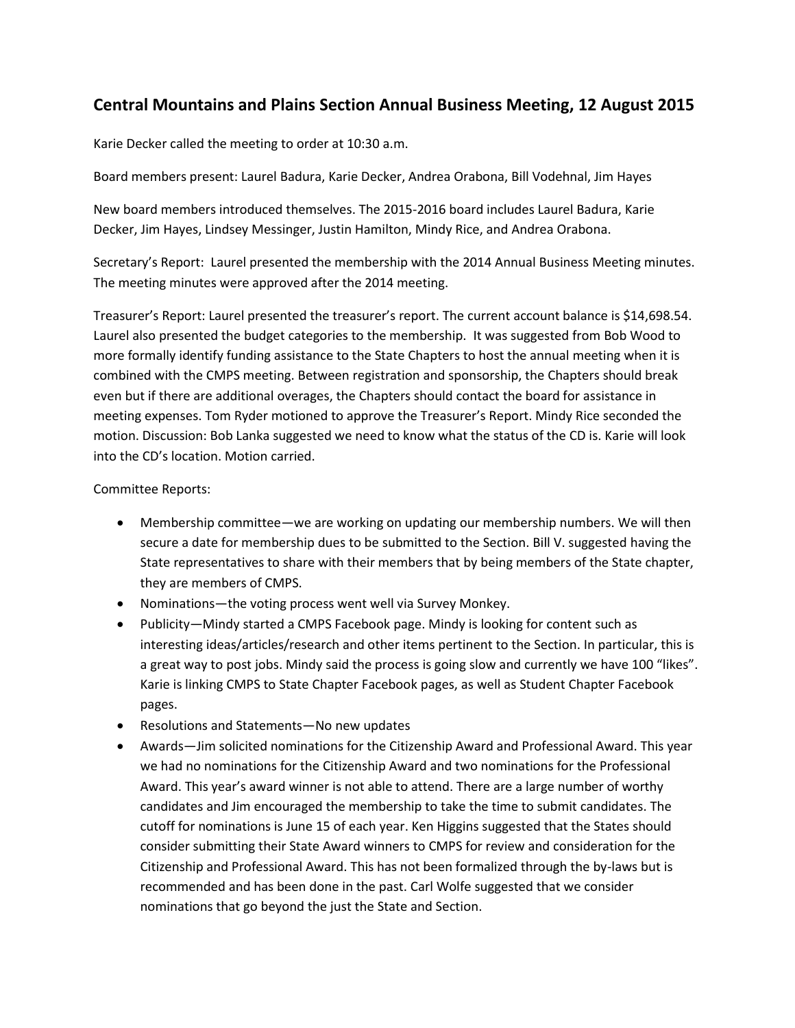# Central Mountains and Plains Section Annual Business Meeting, 12 August 2015

Karie Decker called the meeting to order at 10:30 a.m.

Board members present: Laurel Badura, Karie Decker, Andrea Orabona, Bill Vodehnal, Jim Hayes

New board members introduced themselves. The 2015-2016 board includes Laurel Badura, Karie Decker, Jim Hayes, Lindsey Messinger, Justin Hamilton, Mindy Rice, and Andrea Orabona.

Secretary's Report: Laurel presented the membership with the 2014 Annual Business Meeting minutes. The meeting minutes were approved after the 2014 meeting.

Treasurer's Report: Laurel presented the treasurer's report. The current account balance is $14,698.54. Laurel also presented the budget categories to the membership. It was suggested from Bob Wood to more formally identify funding assistance to the State Chapters to host the annual meeting when it is combined with the CMPS meeting. Between registration and sponsorship, the Chapters should break even but if there are additional overages, the Chapters should contact the board for assistance in meeting expenses. Tom Ryder motioned to approve the Treasurer's Report. Mindy Rice seconded the motion. Discussion: Bob Lanka suggested we need to know what the status of the CD is. Karie will look into the CD's location. Motion carried.

Committee Reports:

- Membership committee—we are working on updating our membership numbers. We will then secure a date for membership dues to be submitted to the Section. Bill V. suggested having the State representatives to share with their members that by being members of the State chapter, they are members of CMPS.
- Nominations—the voting process went well via Survey Monkey.
- Publicity—Mindy started a CMPS Facebook page. Mindy is looking for content such as interesting ideas/articles/research and other items pertinent to the Section. In particular, this is a great way to post jobs. Mindy said the process is going slow and currently we have 100 "likes". Karie is linking CMPS to State Chapter Facebook pages, as well as Student Chapter Facebook pages.
- Resolutions and Statements—No new updates
- Awards—Jim solicited nominations for the Citizenship Award and Professional Award. This year we had no nominations for the Citizenship Award and two nominations for the Professional Award. This year's award winner is not able to attend. There are a large number of worthy candidates and Jim encouraged the membership to take the time to submit candidates. The cutoff for nominations is June 15 of each year. Ken Higgins suggested that the States should consider submitting their State Award winners to CMPS for review and consideration for the Citizenship and Professional Award. This has not been formalized through the by-laws but is recommended and has been done in the past. Carl Wolfe suggested that we consider nominations that go beyond the just the State and Section.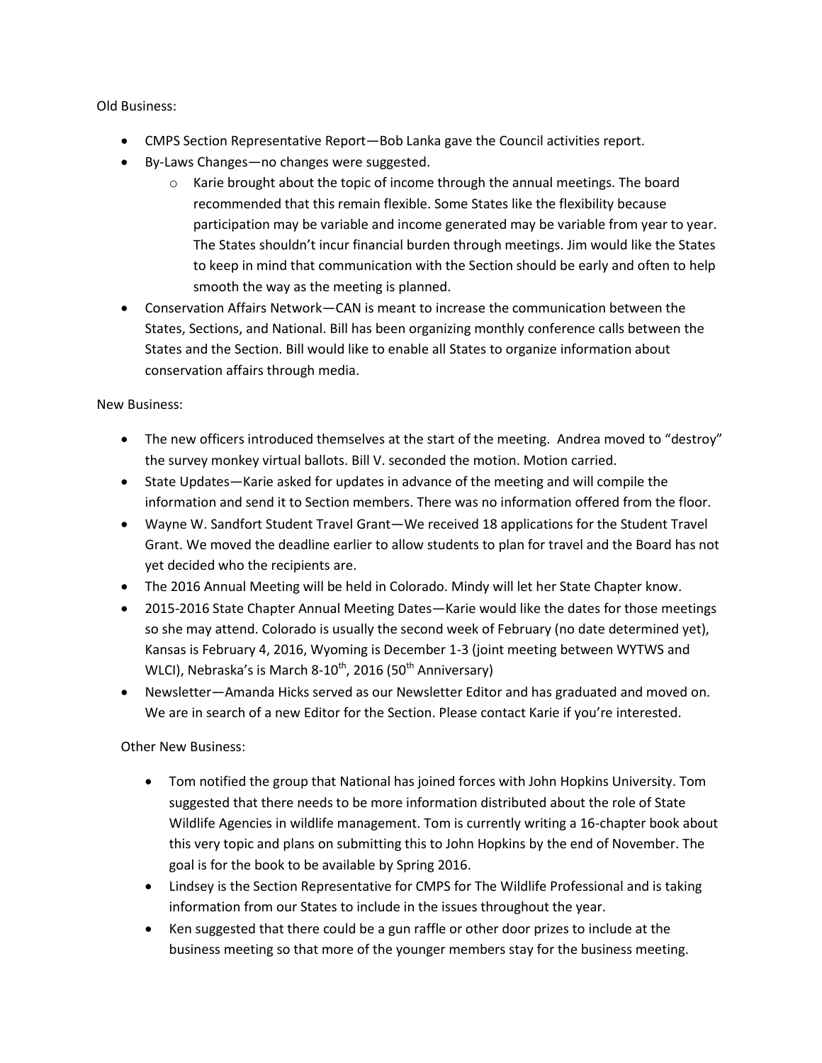Old Business:

- CMPS Section Representative Report—Bob Lanka gave the Council activities report.
- By-Laws Changes—no changes were suggested.
    - Karie brought about the topic of income through the annual meetings. The board recommended that this remain flexible. Some States like the flexibility because participation may be variable and income generated may be variable from year to year. The States shouldn't incur financial burden through meetings. Jim would like the States to keep in mind that communication with the Section should be early and often to help smooth the way as the meeting is planned.
- Conservation Affairs Network—CAN is meant to increase the communication between the States, Sections, and National. Bill has been organizing monthly conference calls between the States and the Section. Bill would like to enable all States to organize information about conservation affairs through media.

New Business:

- The new officers introduced themselves at the start of the meeting. Andrea moved to "destroy" the survey monkey virtual ballots. Bill V. seconded the motion. Motion carried.
- State Updates—Karie asked for updates in advance of the meeting and will compile the information and send it to Section members. There was no information offered from the floor.
- Wayne W. Sandfort Student Travel Grant—We received 18 applications for the Student Travel Grant. We moved the deadline earlier to allow students to plan for travel and the Board has not yet decided who the recipients are.
- The 2016 Annual Meeting will be held in Colorado. Mindy will let her State Chapter know.
- 2015-2016 State Chapter Annual Meeting Dates—Karie would like the dates for those meetings so she may attend. Colorado is usually the second week of February (no date determined yet), Kansas is February 4, 2016, Wyoming is December 1-3 (joint meeting between WYTWS and WLCI), Nebraska's is March 8-10th, 2016 (50th Anniversary)
- Newsletter—Amanda Hicks served as our Newsletter Editor and has graduated and moved on. We are in search of a new Editor for the Section. Please contact Karie if you're interested.

Other New Business:

- Tom notified the group that National has joined forces with John Hopkins University. Tom suggested that there needs to be more information distributed about the role of State Wildlife Agencies in wildlife management. Tom is currently writing a 16-chapter book about this very topic and plans on submitting this to John Hopkins by the end of November. The goal is for the book to be available by Spring 2016.
- Lindsey is the Section Representative for CMPS for The Wildlife Professional and is taking information from our States to include in the issues throughout the year.
- Ken suggested that there could be a gun raffle or other door prizes to include at the business meeting so that more of the younger members stay for the business meeting.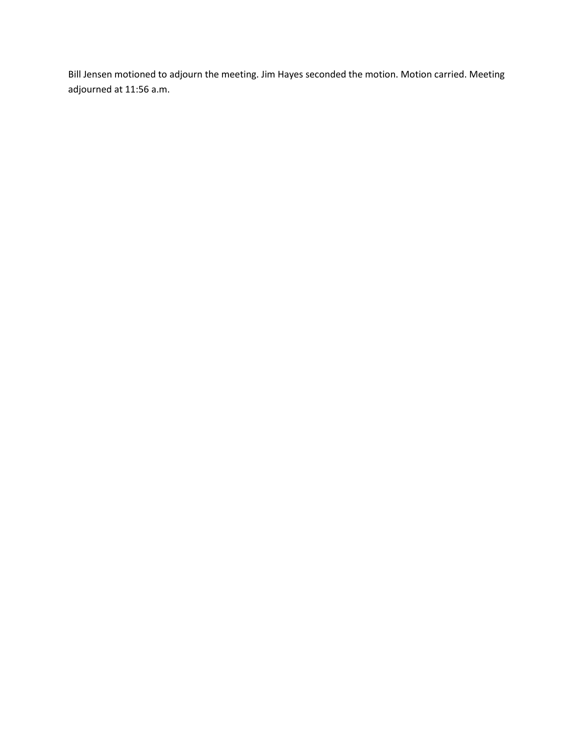Bill Jensen motioned to adjourn the meeting. Jim Hayes seconded the motion. Motion carried. Meeting adjourned at 11:56 a.m.